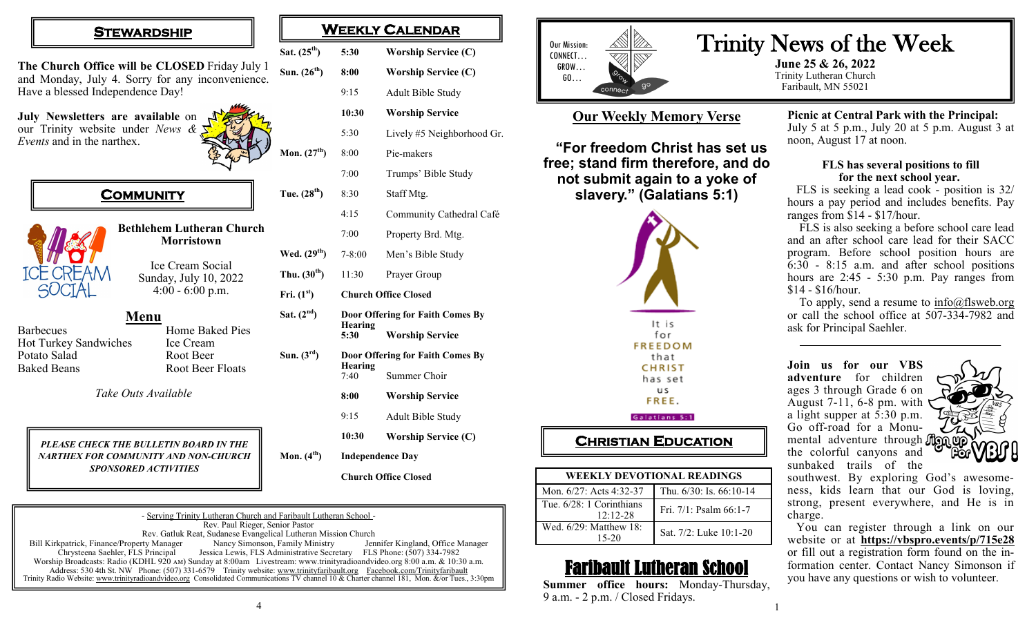## STEWARDSHIP

**The Church Office will be CLOSED** Friday July 1 and Monday, July 4. Sorry for any inconvenience. Have a blessed Independence Day!

**July Newsletters are available** on our Trinity website under *News & Events* and in the narthex.

## COMMUNITY

**Bethlehem Lutheran Church Morristown**

Ice Cream Social
Sunday, July 10, 2022
4:00 - 6:00 p.m.

### Menu

| | |
|---|---|
| Barbecues | Home Baked Pies |
| Hot Turkey Sandwiches | Ice Cream |
| Potato Salad | Root Beer |
| Baked Beans | Root Beer Floats |

*Take Outs Available*

***PLEASE CHECK THE BULLETIN BOARD IN THE NARTHEX FOR COMMUNITY AND NON-CHURCH SPONSORED ACTIVITIES***

## WEEKLY CALENDAR

| | | |
|---|---|---|
| Sat. (25th) | 5:30 | **Worship Service (C)** |
| Sun. (26th) | 8:00 | **Worship Service (C)** |
| | 9:15 | Adult Bible Study |
| | 10:30 | **Worship Service** |
| | 5:30 | Lively #5 Neighborhood Gr. |
| Mon. (27th) | 8:00 | Pie-makers |
| | 7:00 | Trumps' Bible Study |
| Tue. (28th) | 8:30 | Staff Mtg. |
| | 4:15 | Community Cathedral Café |
| | 7:00 | Property Brd. Mtg. |
| Wed. (29th) | 7-8:00 | Men's Bible Study |
| Thu. (30th) | 11:30 | Prayer Group |
| Fri. (1st) | **Church Office Closed** | |
| Sat. (2nd) | **Door Offering for Faith Comes By Hearing** | |
| | 5:30 | **Worship Service** |
| Sun. (3rd) | **Door Offering for Faith Comes By Hearing** | |
| | 7:40 | Summer Choir |
| | 8:00 | **Worship Service** |
| | 9:15 | Adult Bible Study |
| | 10:30 | **Worship Service (C)** |
| Mon. (4th) | **Independence Day** | |
| | **Church Office Closed** | |

- Serving Trinity Lutheran Church and Faribault Lutheran School -
Rev. Paul Rieger, Senior Pastor
Rev. Gatluk Reat, Sudanese Evangelical Lutheran Mission Church
Bill Kirkpatrick, Finance/Property Manager — Nancy Simonson, Family Ministry — Jennifer Kingland, Office Manager
Chrysteena Saehler, FLS Principal — Jessica Lewis, FLS Administrative Secretary — FLS Phone: (507) 334-7982
Worship Broadcasts: Radio (KDHL 920 AM) Sunday at 8:00am Livestream: www.trinityradioandvideo.org 8:00 a.m. & 10:30 a.m.
Address: 530 4th St. NW Phone: (507) 331-6579 Trinity website: www.trinityfaribault.org Facebook.com/Trinityfaribault
Trinity Radio Website: www.trinityradioandvideo.org Consolidated Communications TV channel 10 & Charter channel 181, Mon. &/or Tues., 3:30pm

# Trinity News of the Week

Our Mission: CONNECT… GROW… GO…

**June 25 & 26, 2022**
Trinity Lutheran Church
Faribault, MN 55021

## Our Weekly Memory Verse

**"For freedom Christ has set us free; stand firm therefore, and do not submit again to a yoke of slavery." (Galatians 5:1)**

It is for FREEDOM that CHRIST has set us FREE. Galatians 5:1

## CHRISTIAN EDUCATION

| WEEKLY DEVOTIONAL READINGS | |
|---|---|
| Mon. 6/27: Acts 4:32-37 | Thu. 6/30: Is. 66:10-14 |
| Tue. 6/28: 1 Corinthians 12:12-28 | Fri. 7/1: Psalm 66:1-7 |
| Wed. 6/29: Matthew 18: 15-20 | Sat. 7/2: Luke 10:1-20 |

## Faribault Lutheran School

**Summer office hours:** Monday-Thursday, 9 a.m. - 2 p.m. / Closed Fridays.

**Picnic at Central Park with the Principal:** July 5 at 5 p.m., July 20 at 5 p.m. August 3 at noon, August 17 at noon.

**FLS has several positions to fill for the next school year.**

FLS is seeking a lead cook - position is 32/ hours a pay period and includes benefits. Pay ranges from $14 - $17/hour.

FLS is also seeking a before school care lead and an after school care lead for their SACC program. Before school position hours are 6:30 - 8:15 a.m. and after school positions hours are 2:45 - 5:30 p.m. Pay ranges from $14 - $16/hour.

To apply, send a resume to info@flsweb.org or call the school office at 507-334-7982 and ask for Principal Saehler.

---

**Join us for our VBS adventure** for children ages 3 through Grade 6 on August 7-11, 6-8 pm. with a light supper at 5:30 p.m. Go off-road for a Monumental adventure through the colorful canyons and sunbaked trails of the southwest. By exploring God's awesomeness, kids learn that our God is loving, strong, present everywhere, and He is in charge.

You can register through a link on our website or at **https://vbspro.events/p/715e28** or fill out a registration form found on the information center. Contact Nancy Simonson if you have any questions or wish to volunteer.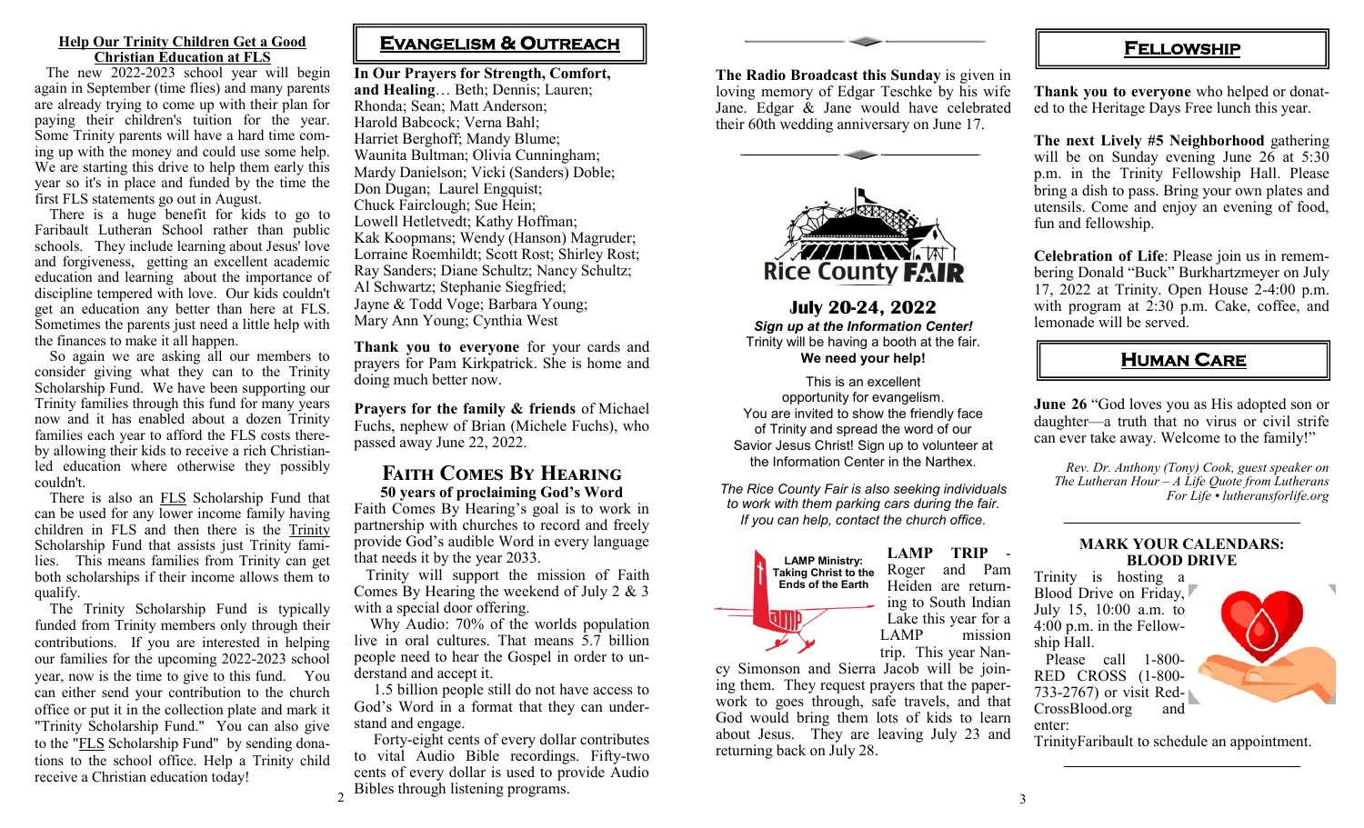## Help Our Trinity Children Get a Good Christian Education at FLS

The new 2022-2023 school year will begin again in September (time flies) and many parents are already trying to come up with their plan for paying their children's tuition for the year. Some Trinity parents will have a hard time coming up with the money and could use some help. We are starting this drive to help them early this year so it's in place and funded by the time the first FLS statements go out in August.

There is a huge benefit for kids to go to Faribault Lutheran School rather than public schools. They include learning about Jesus' love and forgiveness, getting an excellent academic education and learning about the importance of discipline tempered with love. Our kids couldn't get an education any better than here at FLS. Sometimes the parents just need a little help with the finances to make it all happen.

So again we are asking all our members to consider giving what they can to the Trinity Scholarship Fund. We have been supporting our Trinity families through this fund for many years now and it has enabled about a dozen Trinity families each year to afford the FLS costs thereby allowing their kids to receive a rich Christian-led education where otherwise they possibly couldn't.

There is also an FLS Scholarship Fund that can be used for any lower income family having children in FLS and then there is the Trinity Scholarship Fund that assists just Trinity families. This means families from Trinity can get both scholarships if their income allows them to qualify.

The Trinity Scholarship Fund is typically funded from Trinity members only through their contributions. If you are interested in helping our families for the upcoming 2022-2023 school year, now is the time to give to this fund. You can either send your contribution to the church office or put it in the collection plate and mark it "Trinity Scholarship Fund." You can also give to the "FLS Scholarship Fund" by sending donations to the school office. Help a Trinity child receive a Christian education today!

## Evangelism & Outreach

**In Our Prayers for Strength, Comfort, and Healing**… Beth; Dennis; Lauren; Rhonda; Sean; Matt Anderson; Harold Babcock; Verna Bahl; Harriet Berghoff; Mandy Blume; Waunita Bultman; Olivia Cunningham; Mardy Danielson; Vicki (Sanders) Doble; Don Dugan; Laurel Engquist; Chuck Fairclough; Sue Hein; Lowell Hetletvedt; Kathy Hoffman; Kak Koopmans; Wendy (Hanson) Magruder; Lorraine Roemhildt; Scott Rost; Shirley Rost; Ray Sanders; Diane Schultz; Nancy Schultz; Al Schwartz; Stephanie Siegfried; Jayne & Todd Voge; Barbara Young; Mary Ann Young; Cynthia West

**Thank you to everyone** for your cards and prayers for Pam Kirkpatrick. She is home and doing much better now.

**Prayers for the family & friends** of Michael Fuchs, nephew of Brian (Michele Fuchs), who passed away June 22, 2022.

### Faith Comes By Hearing
**50 years of proclaiming God's Word**

Faith Comes By Hearing's goal is to work in partnership with churches to record and freely provide God's audible Word in every language that needs it by the year 2033.

Trinity will support the mission of Faith Comes By Hearing the weekend of July 2 & 3 with a special door offering.

Why Audio: 70% of the worlds population live in oral cultures. That means 5.7 billion people need to hear the Gospel in order to understand and accept it.

1.5 billion people still do not have access to God's Word in a format that they can understand and engage.

Forty-eight cents of every dollar contributes to vital Audio Bible recordings. Fifty-two cents of every dollar is used to provide Audio Bibles through listening programs.

**The Radio Broadcast this Sunday** is given in loving memory of Edgar Teschke by his wife Jane. Edgar & Jane would have celebrated their 60th wedding anniversary on June 17.

Rice County FAIR

**July 20-24, 2022**

***Sign up at the Information Center!***

Trinity will be having a booth at the fair.

**We need your help!**

This is an excellent opportunity for evangelism. You are invited to show the friendly face of Trinity and spread the word of our Savior Jesus Christ! Sign up to volunteer at the Information Center in the Narthex.

*The Rice County Fair is also seeking individuals to work with them parking cars during the fair. If you can help, contact the church office.*

**LAMP Ministry: Taking Christ to the Ends of the Earth**

**LAMP TRIP** - Roger and Pam Heiden are returning to South Indian Lake this year for a LAMP mission trip. This year Nancy Simonson and Sierra Jacob will be joining them. They request prayers that the paperwork to goes through, safe travels, and that God would bring them lots of kids to learn about Jesus. They are leaving July 23 and returning back on July 28.

## Fellowship

**Thank you to everyone** who helped or donated to the Heritage Days Free lunch this year.

**The next Lively #5 Neighborhood** gathering will be on Sunday evening June 26 at 5:30 p.m. in the Trinity Fellowship Hall. Please bring a dish to pass. Bring your own plates and utensils. Come and enjoy an evening of food, fun and fellowship.

**Celebration of Life**: Please join us in remembering Donald "Buck" Burkhartzmeyer on July 17, 2022 at Trinity. Open House 2-4:00 p.m. with program at 2:30 p.m. Cake, coffee, and lemonade will be served.

## Human Care

**June 26** "God loves you as His adopted son or daughter—a truth that no virus or civil strife can ever take away. Welcome to the family!"

*Rev. Dr. Anthony (Tony) Cook, guest speaker on The Lutheran Hour – A Life Quote from Lutherans For Life • lutheransforlife.org*

---

**MARK YOUR CALENDARS: BLOOD DRIVE**

Trinity is hosting a Blood Drive on Friday, July 15, 10:00 a.m. to 4:00 p.m. in the Fellowship Hall.

Please call 1-800-RED CROSS (1-800-733-2767) or visit RedCrossBlood.org and enter: TrinityFaribault to schedule an appointment.